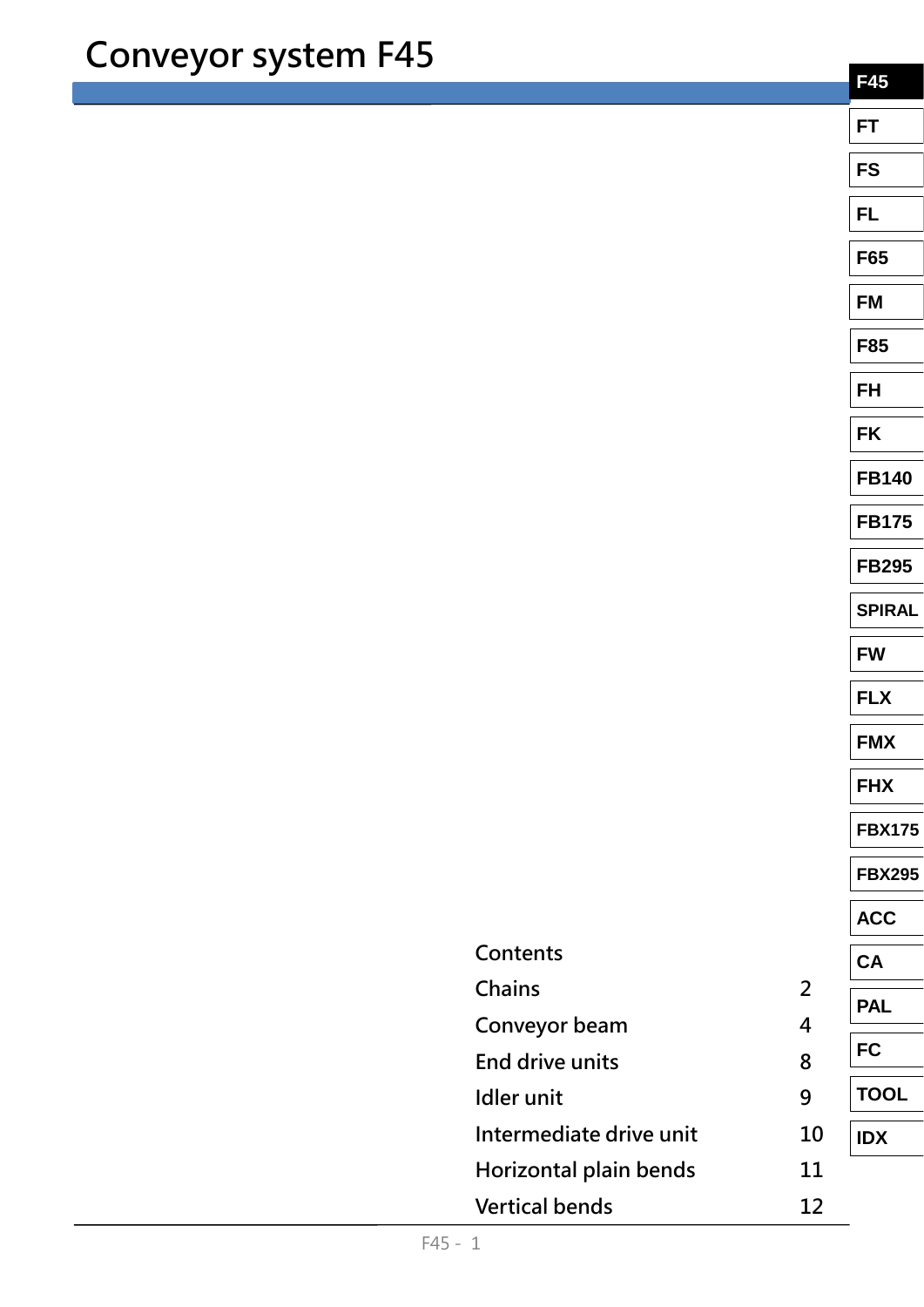# Conveyor system F45

| Contents | |
|---|---|
| Chains | 2 |
| Conveyor beam | 4 |
| End drive units | 8 |
| Idler unit | 9 |
| Intermediate drive unit | 10 |
| Horizontal plain bends | 11 |
| Vertical bends | 12 |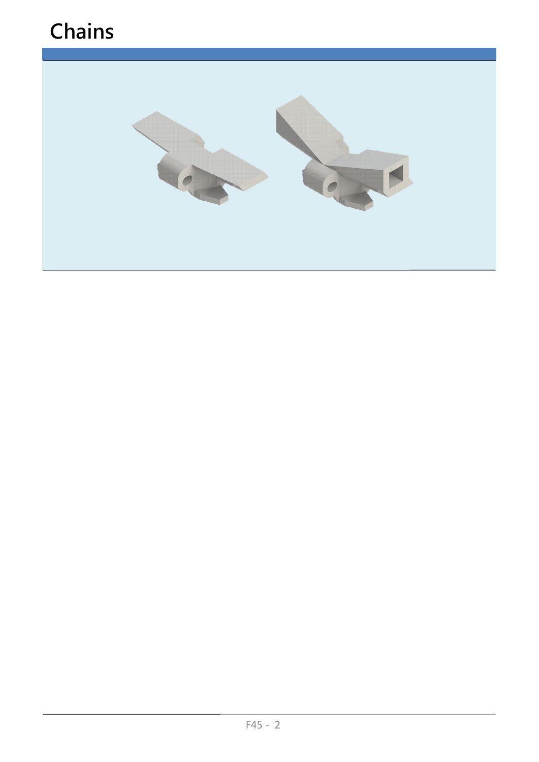# Chains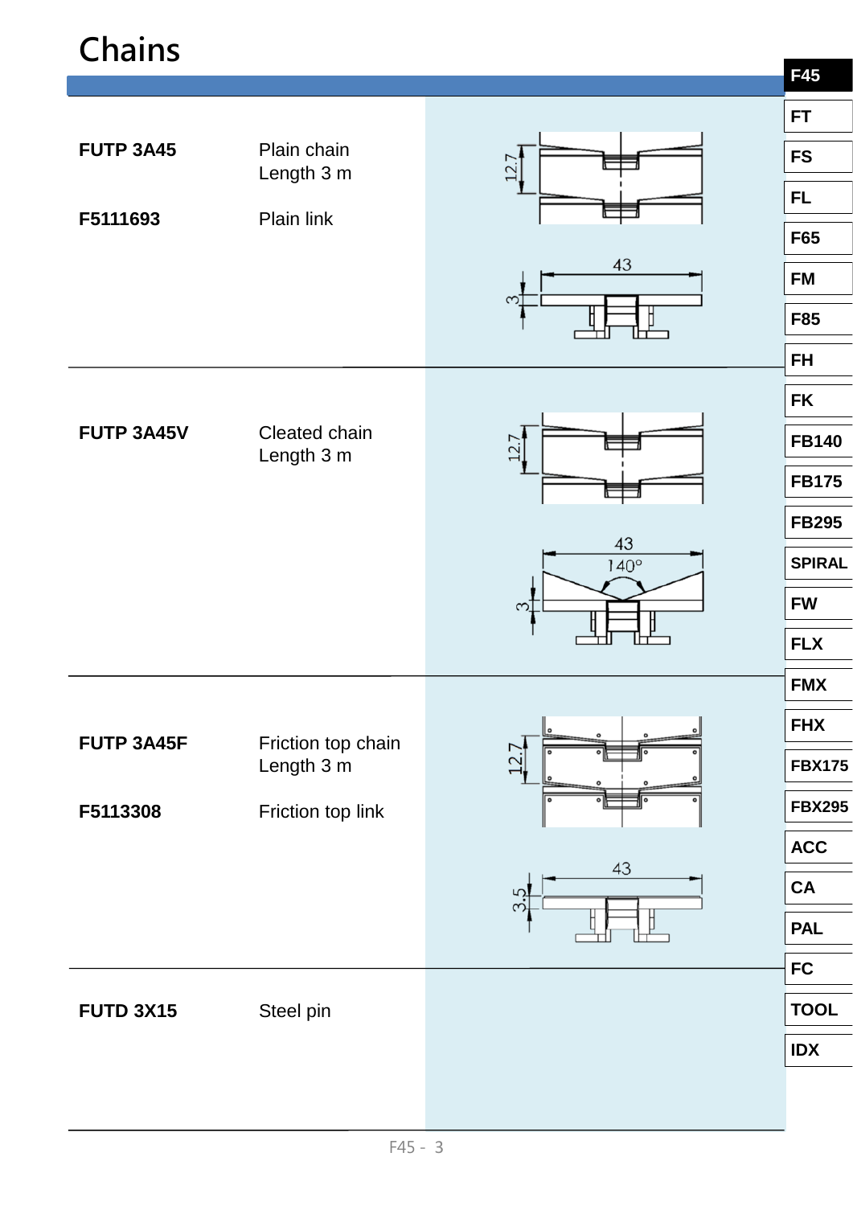# Chains

| | | |
|---|---|---|
| **FUTP 3A45** | Plain chain<br>Length 3 m | |
| **F5111693** | Plain link | |
| **FUTP 3A45V** | Cleated chain<br>Length 3 m | |
| **FUTP 3A45F** | Friction top chain<br>Length 3 m | |
| **F5113308** | Friction top link | |
| **FUTD 3X15** | Steel pin | |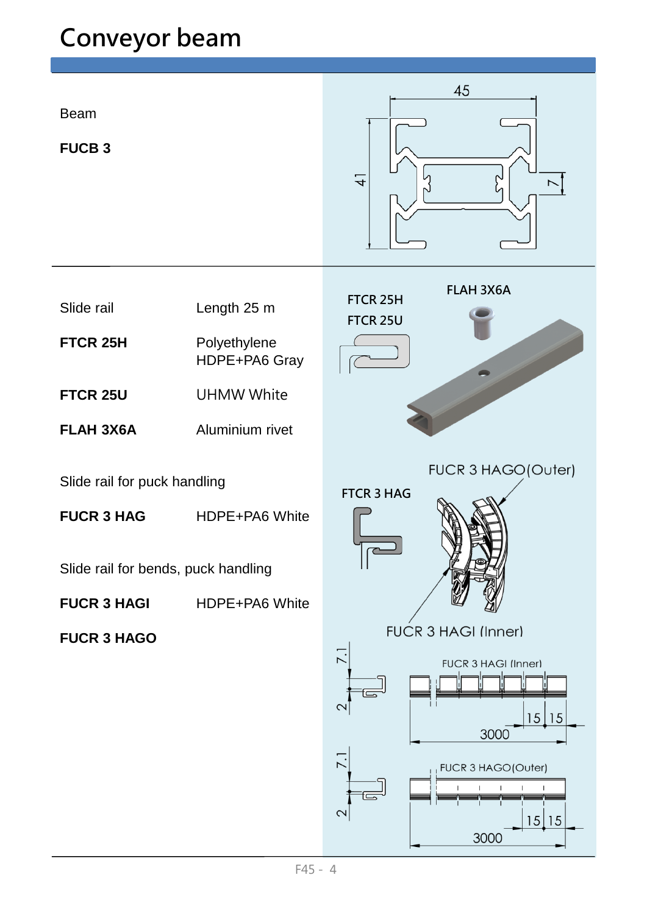# Conveyor beam

Beam

**FUCB 3**

| | |
|---|---|
| Slide rail | Length 25 m |
| **FTCR 25H** | Polyethylene HDPE+PA6 Gray |
| **FTCR 25U** | UHMW White |
| **FLAH 3X6A** | Aluminium rivet |

Slide rail for puck handling

| | |
|---|---|
| **FUCR 3 HAG** | HDPE+PA6 White |

Slide rail for bends, puck handling

| | |
|---|---|
| **FUCR 3 HAGI** | HDPE+PA6 White |
| **FUCR 3 HAGO** | |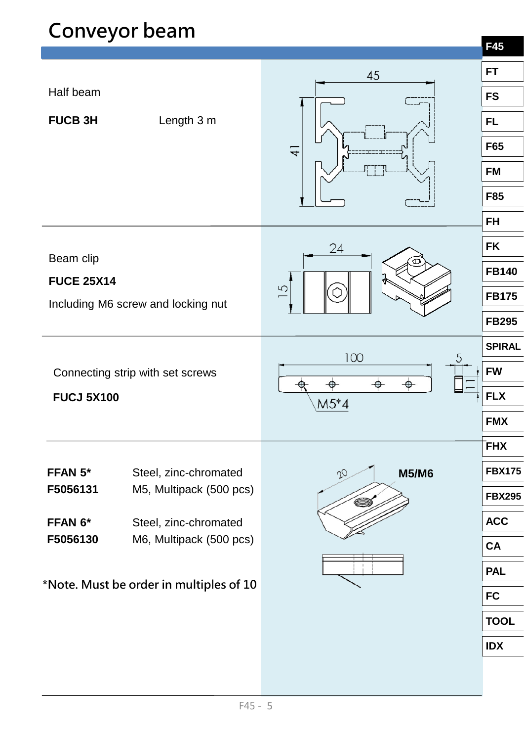# Conveyor beam

Half beam

**FUCB 3H** Length 3 m

Beam clip

**FUCE 25X14**

Including M6 screw and locking nut

Connecting strip with set screws

**FUCJ 5X100**

| | |
|---|---|
| **FFAN 5*** | Steel, zinc-chromated |
| **F5056131** | M5, Multipack (500 pcs) |
| **FFAN 6*** | Steel, zinc-chromated |
| **F5056130** | M6, Multipack (500 pcs) |

*Note. Must be order in multiples of 10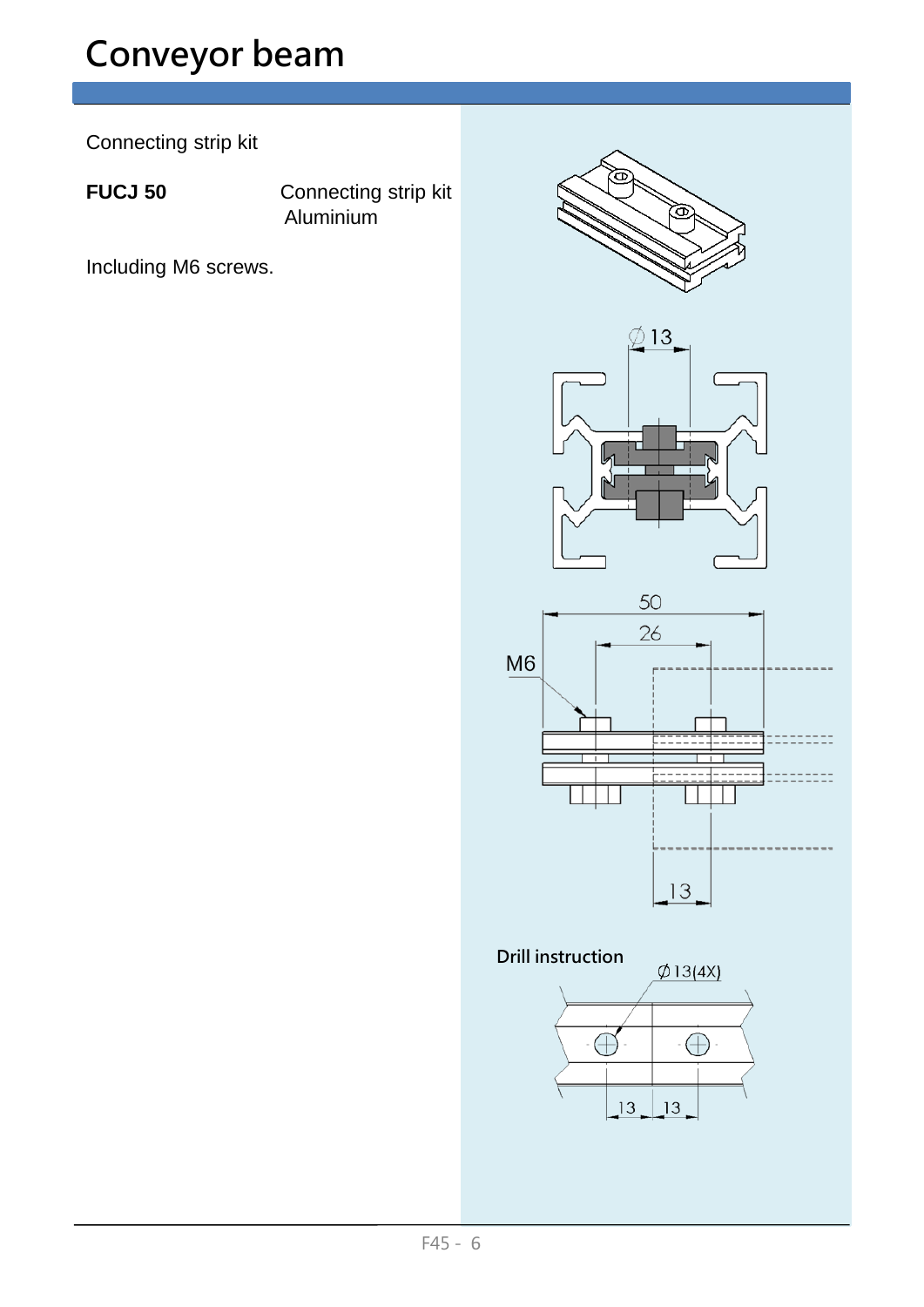# Conveyor beam

Connecting strip kit

**FUCJ 50** Connecting strip kit
Aluminium

Including M6 screws.

Drill instruction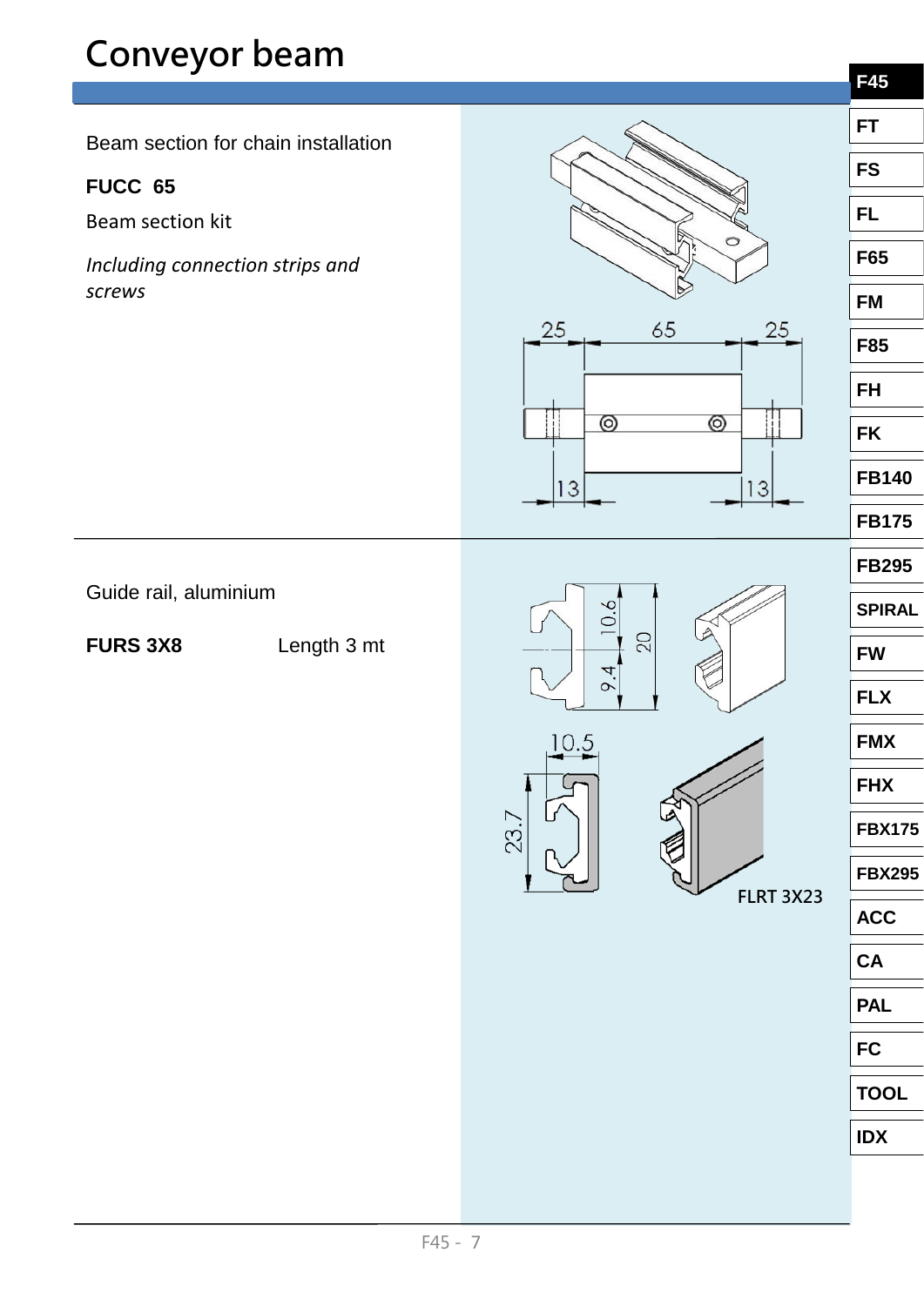# Conveyor beam

Beam section for chain installation

**FUCC 65**

Beam section kit

*Including connection strips and screws*

25 65 25

13 13

Guide rail, aluminium

**FURS 3X8** Length 3 mt

10.6 20 9.4

10.5 23.7

FLRT 3X23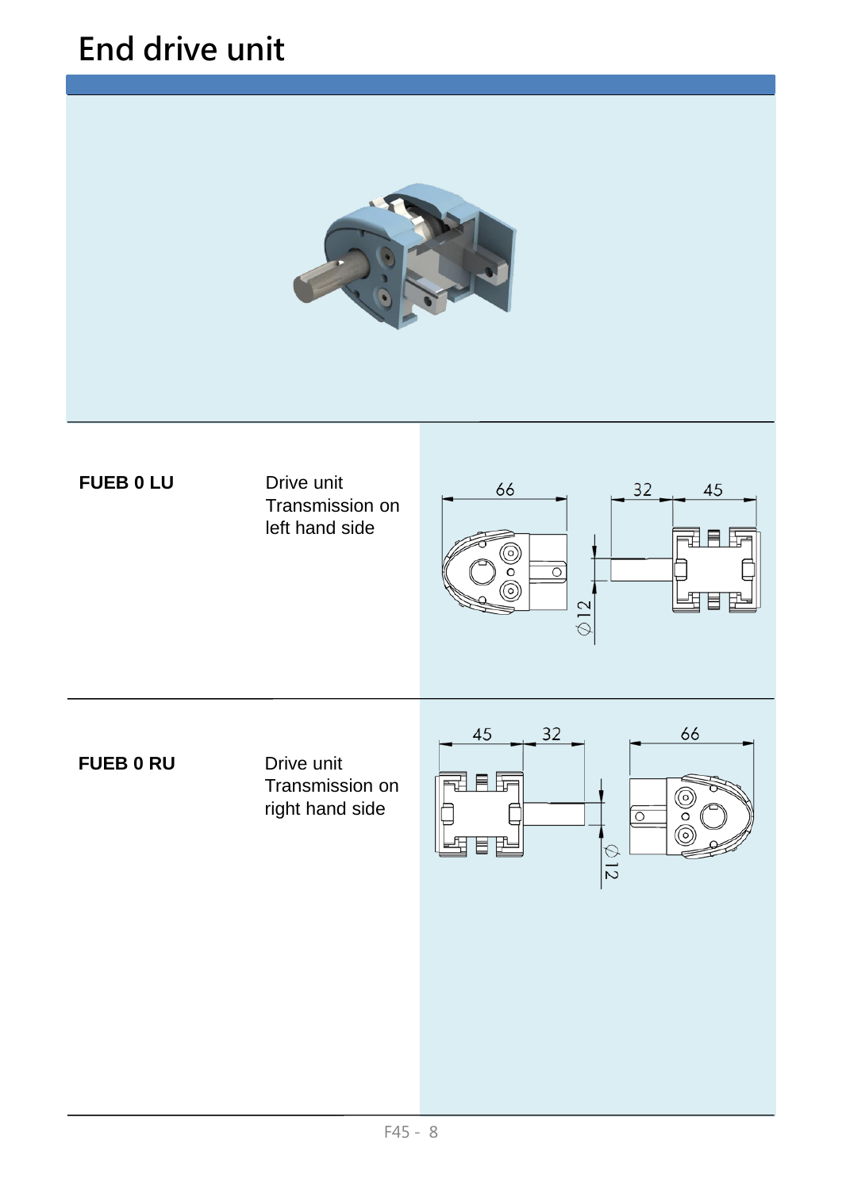# End drive unit

| | | |
|---|---|---|
| **FUEB 0 LU** | Drive unit<br>Transmission on left hand side | |
| **FUEB 0 RU** | Drive unit<br>Transmission on right hand side | |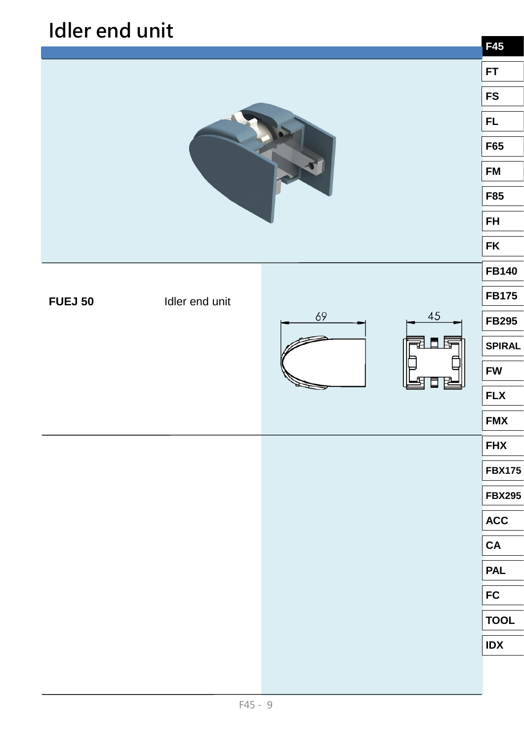# Idler end unit

| | | |
|---|---|---|
| **FUEJ 50** | Idler end unit | 69 / 45 |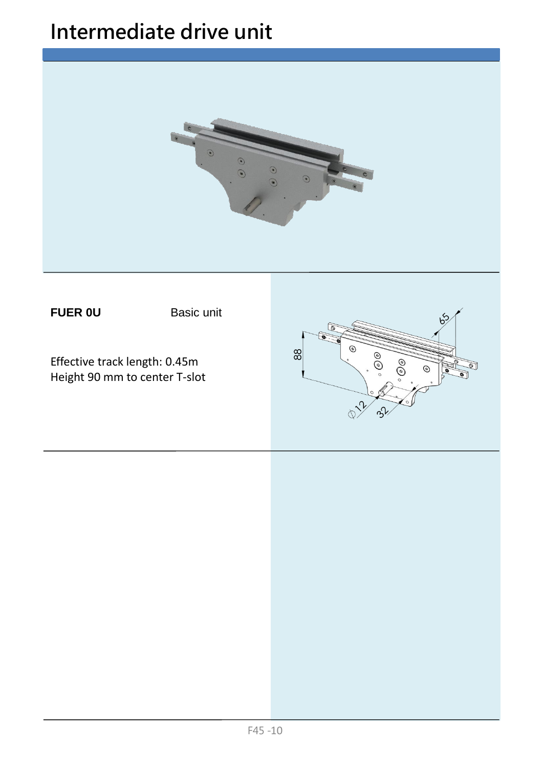# Intermediate drive unit

**FUER 0U** Basic unit

Effective track length: 0.45m
Height 90 mm to center T-slot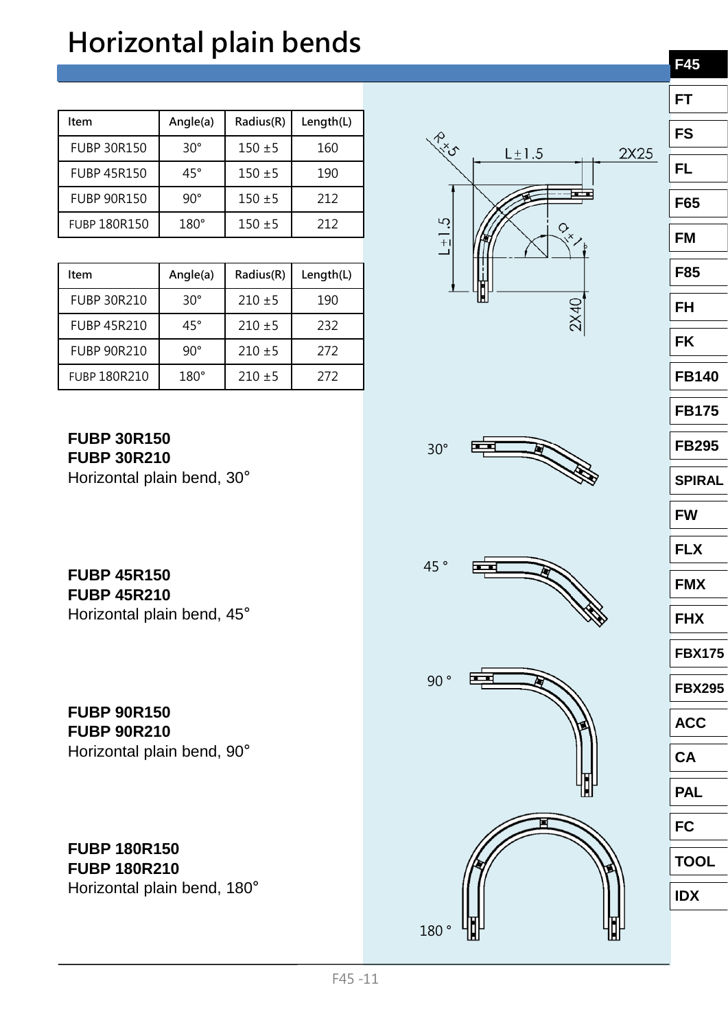# Horizontal plain bends

| Item | Angle(a) | Radius(R) | Length(L) |
|---|---|---|---|
| FUBP 30R150 | 30° | 150 ±5 | 160 |
| FUBP 45R150 | 45° | 150 ±5 | 190 |
| FUBP 90R150 | 90° | 150 ±5 | 212 |
| FUBP 180R150 | 180° | 150 ±5 | 212 |

| Item | Angle(a) | Radius(R) | Length(L) |
|---|---|---|---|
| FUBP 30R210 | 30° | 210 ±5 | 190 |
| FUBP 45R210 | 45° | 210 ±5 | 232 |
| FUBP 90R210 | 90° | 210 ±5 | 272 |
| FUBP 180R210 | 180° | 210 ±5 | 272 |

R±5    L±1.5    2X25    L±1.5    α±1°    2X40

**FUBP 30R150**
**FUBP 30R210**
Horizontal plain bend, 30°

30°

**FUBP 45R150**
**FUBP 45R210**
Horizontal plain bend, 45°

45 °

**FUBP 90R150**
**FUBP 90R210**
Horizontal plain bend, 90°

90 °

**FUBP 180R150**
**FUBP 180R210**
Horizontal plain bend, 180°

180 °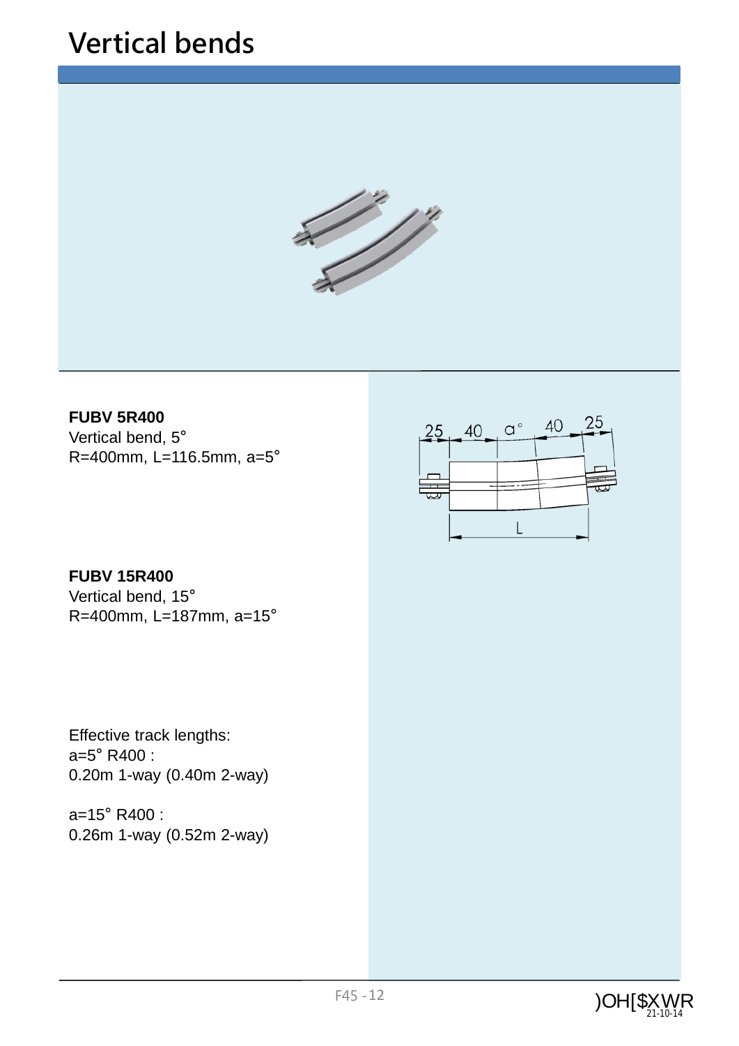# Vertical bends

**FUBV 5R400**
Vertical bend, 5°
R=400mm, L=116.5mm, a=5°

25 40 a° 40 25

L

**FUBV 15R400**
Vertical bend, 15°
R=400mm, L=187mm, a=15°

Effective track lengths:
a=5° R400 :
0.20m 1-way (0.40m 2-way)

a=15° R400 :
0.26m 1-way (0.52m 2-way)